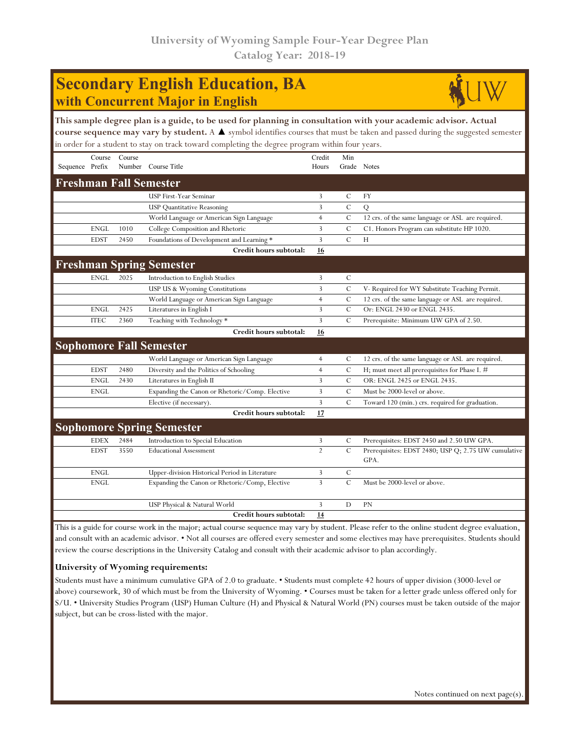University of Wyoming Sample Four-Year Degree Plan
Catalog Year: 2018-19

# Secondary English Education, BA
## with Concurrent Major in English

**This sample degree plan is a guide, to be used for planning in consultation with your academic advisor. Actual course sequence may vary by student.** A ▲ symbol identifies courses that must be taken and passed during the suggested semester in order for a student to stay on track toward completing the degree program within four years.

| Sequence | Course Prefix | Course Number | Course Title | Credit Hours | Min Grade | Notes |
|---|---|---|---|---|---|---|
| **Freshman Fall Semester** | | | | | | |
| | | | USP First-Year Seminar | 3 | C | FY |
| | | | USP Quantitative Reasoning | 3 | C | Q |
| | | | World Language or American Sign Language | 4 | C | 12 crs. of the same language or ASL are required. |
| | ENGL | 1010 | College Composition and Rhetoric | 3 | C | C1. Honors Program can substitute HP 1020. |
| | EDST | 2450 | Foundations of Development and Learning * | 3 | C | H |
| | | | **Credit hours subtotal:** | **16** | | |
| **Freshman Spring Semester** | | | | | | |
| | ENGL | 2025 | Introduction to English Studies | 3 | C | |
| | | | USP US & Wyoming Constitutions | 3 | C | V- Required for WY Substitute Teaching Permit. |
| | | | World Language or American Sign Language | 4 | C | 12 crs. of the same language or ASL are required. |
| | ENGL | 2425 | Literatures in English I | 3 | C | Or: ENGL 2430 or ENGL 2435. |
| | ITEC | 2360 | Teaching with Technology * | 3 | C | Prerequisite: Minimum UW GPA of 2.50. |
| | | | **Credit hours subtotal:** | **16** | | |
| **Sophomore Fall Semester** | | | | | | |
| | | | World Language or American Sign Language | 4 | C | 12 crs. of the same language or ASL are required. |
| | EDST | 2480 | Diversity and the Politics of Schooling | 4 | C | H; must meet all prerequisites for Phase I. # |
| | ENGL | 2430 | Literatures in English II | 3 | C | OR: ENGL 2425 or ENGL 2435. |
| | ENGL | | Expanding the Canon or Rhetoric/Comp. Elective | 3 | C | Must be 2000-level or above. |
| | | | Elective (if necessary). | 3 | C | Toward 120 (min.) crs. required for graduation. |
| | | | **Credit hours subtotal:** | **17** | | |
| **Sophomore Spring Semester** | | | | | | |
| | EDEX | 2484 | Introduction to Special Education | 3 | C | Prerequisites: EDST 2450 and 2.50 UW GPA. |
| | EDST | 3550 | Educational Assessment | 2 | C | Prerequisites: EDST 2480; USP Q; 2.75 UW cumulative GPA. |
| | ENGL | | Upper-division Historical Period in Literature | 3 | C | |
| | ENGL | | Expanding the Canon or Rhetoric/Comp, Elective | 3 | C | Must be 2000-level or above. |
| | | | USP Physical & Natural World | 3 | D | PN |
| | | | **Credit hours subtotal:** | **14** | | |

This is a guide for course work in the major; actual course sequence may vary by student. Please refer to the online student degree evaluation, and consult with an academic advisor. • Not all courses are offered every semester and some electives may have prerequisites. Students should review the course descriptions in the University Catalog and consult with their academic advisor to plan accordingly.

**University of Wyoming requirements:**

Students must have a minimum cumulative GPA of 2.0 to graduate. • Students must complete 42 hours of upper division (3000-level or above) coursework, 30 of which must be from the University of Wyoming. • Courses must be taken for a letter grade unless offered only for S/U. • University Studies Program (USP) Human Culture (H) and Physical & Natural World (PN) courses must be taken outside of the major subject, but can be cross-listed with the major.

Notes continued on next page(s).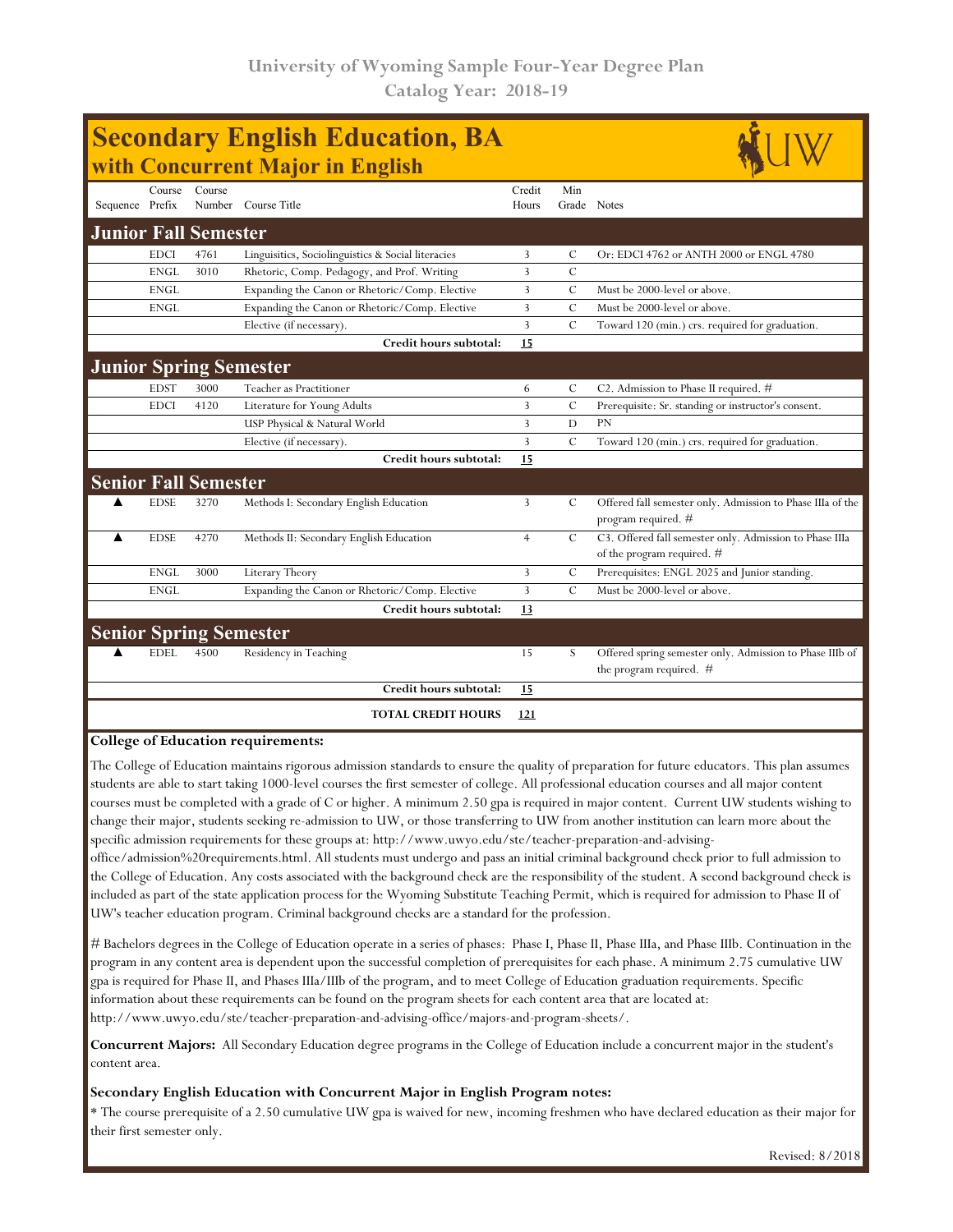University of Wyoming Sample Four-Year Degree Plan
Catalog Year: 2018-19

# Secondary English Education, BA
## with Concurrent Major in English

| Sequence | Course Prefix | Course Number | Course Title | Credit Hours | Min Grade | Notes |
|---|---|---|---|---|---|---|
| **Junior Fall Semester** | | | | | | |
| | EDCI | 4761 | Linguisitics, Sociolinguistics & Social literacies | 3 | C | Or: EDCI 4762 or ANTH 2000 or ENGL 4780 |
| | ENGL | 3010 | Rhetoric, Comp. Pedagogy, and Prof. Writing | 3 | C | |
| | ENGL | | Expanding the Canon or Rhetoric/Comp. Elective | 3 | C | Must be 2000-level or above. |
| | ENGL | | Expanding the Canon or Rhetoric/Comp. Elective | 3 | C | Must be 2000-level or above. |
| | | | Elective (if necessary). | 3 | C | Toward 120 (min.) crs. required for graduation. |
| | | | **Credit hours subtotal:** | **15** | | |
| **Junior Spring Semester** | | | | | | |
| | EDST | 3000 | Teacher as Practitioner | 6 | C | C2. Admission to Phase II required. # |
| | EDCI | 4120 | Literature for Young Adults | 3 | C | Prerequisite: Sr. standing or instructor's consent. |
| | | | USP Physical & Natural World | 3 | D | PN |
| | | | Elective (if necessary). | 3 | C | Toward 120 (min.) crs. required for graduation. |
| | | | **Credit hours subtotal:** | **15** | | |
| **Senior Fall Semester** | | | | | | |
| ▲ | EDSE | 3270 | Methods I: Secondary English Education | 3 | C | Offered fall semester only. Admission to Phase IIIa of the program required. # |
| ▲ | EDSE | 4270 | Methods II: Secondary English Education | 4 | C | C3. Offered fall semester only. Admission to Phase IIIa of the program required. # |
| | ENGL | 3000 | Literary Theory | 3 | C | Prerequisites: ENGL 2025 and Junior standing. |
| | ENGL | | Expanding the Canon or Rhetoric/Comp. Elective | 3 | C | Must be 2000-level or above. |
| | | | **Credit hours subtotal:** | **13** | | |
| **Senior Spring Semester** | | | | | | |
| ▲ | EDEL | 4500 | Residency in Teaching | 15 | S | Offered spring semester only. Admission to Phase IIIb of the program required. # |
| | | | **Credit hours subtotal:** | **15** | | |
| | | | **TOTAL CREDIT HOURS** | **121** | | |

**College of Education requirements:**

The College of Education maintains rigorous admission standards to ensure the quality of preparation for future educators. This plan assumes students are able to start taking 1000-level courses the first semester of college. All professional education courses and all major content courses must be completed with a grade of C or higher. A minimum 2.50 gpa is required in major content. Current UW students wishing to change their major, students seeking re-admission to UW, or those transferring to UW from another institution can learn more about the specific admission requirements for these groups at: http://www.uwyo.edu/ste/teacher-preparation-and-advising-office/admission%20requirements.html. All students must undergo and pass an initial criminal background check prior to full admission to the College of Education. Any costs associated with the background check are the responsibility of the student. A second background check is included as part of the state application process for the Wyoming Substitute Teaching Permit, which is required for admission to Phase II of UW's teacher education program. Criminal background checks are a standard for the profession.

# Bachelors degrees in the College of Education operate in a series of phases: Phase I, Phase II, Phase IIIa, and Phase IIIb. Continuation in the program in any content area is dependent upon the successful completion of prerequisites for each phase. A minimum 2.75 cumulative UW gpa is required for Phase II, and Phases IIIa/IIIb of the program, and to meet College of Education graduation requirements. Specific information about these requirements can be found on the program sheets for each content area that are located at: http://www.uwyo.edu/ste/teacher-preparation-and-advising-office/majors-and-program-sheets/.

**Concurrent Majors:** All Secondary Education degree programs in the College of Education include a concurrent major in the student's content area.

**Secondary English Education with Concurrent Major in English Program notes:**

* The course prerequisite of a 2.50 cumulative UW gpa is waived for new, incoming freshmen who have declared education as their major for their first semester only.

Revised: 8/2018